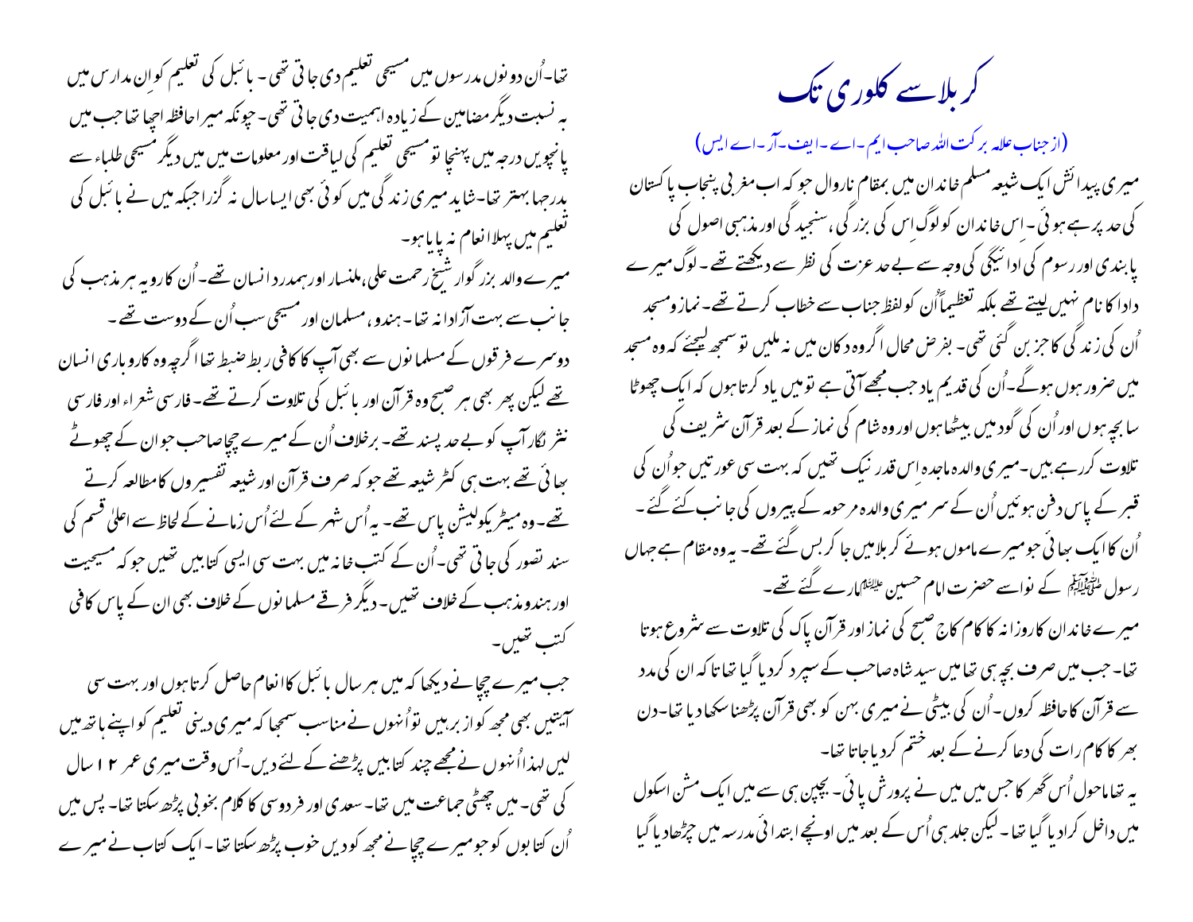# کربلا سے کلوری تک

(از جناب علامہ برکت اللہ صاحب ایم۔اے۔ایف۔آر۔اے ایس)

میری پیدائش ایک شیعہ مسلم خاندان میں بمقام نارووال جو کہ اب مغربی پنجاب پاکستان کی حد پر ہے ہوئی۔ اِس خاندان کو لوگ اِس کی بزرگی، سنجیدگی اور مذہبی اصول کی پابندی اور رسوم کی ادائیگی کی وجہ سے بے حد عزت کی نظر سے دیکھتے تھے۔ لوگ میرے دادا کا نام نہیں لیتے تھے بلکہ تعظیماً اُن کو لفظ جناب سے خطاب کرتے تھے۔ نماز و مسجد اُن کی زندگی کا جزبن گئی تھی۔ بفرض محال اگر وہ دکان میں نہ ملیں تو سمجھ لیجئے کہ وہ مسجد میں ضرور ہوں ہوگے۔ اُن کی قدیم یاد جب مجھے آتی ہے تو میں یاد کرتا ہوں کہ ایک چھوٹا سا بچہ ہوں اور اُن کی گود میں بیٹھا ہوں اور وہ شام کی نماز کے بعد قرآن شریف کی تلاوت کررہے ہیں۔ میری والدہ ماجدہ اِس قدر نیک تھیں کہ بہت سی عورتیں جو اُن کی قبر کے پاس دفن ہوئیں اُن کے سر میری والدہ مرحومہ کے پیروں کی جانب کئے گئے۔ اُن کا ایک بھائی جو میرے ماموں ہوئے کربلا میں جا کربس گئے تھے۔ یہ وہ مقام ہے جہاں رسول ﷺ کے نواسے حضرت امام حسین علیہ السلام مارے گئے تھے۔

میرے خاندان کا روزانہ کا کام کاج صبح کی نماز اور قرآن پاک کی تلاوت سے شروع ہوتا تھا۔ جب میں صرف بچہ ہی تھا میں سید شاہ صاحب کے سپرد کردیا گیا تھا تاکہ ان کی مدد سے قرآن کا حافظہ کروں۔ اُن کی بیٹی نے میری بہن کو بھی قرآن پڑھنا سکھادیا تھا۔ دن بھر کا کام رات کی دعا کرنے کے بعد ختم کردیا جاتا تھا۔

یہ تھا ماحول اُس گھر کا جس میں میں نے پرورش پائی۔ بچپن ہی سے میں ایک مشن اسکول میں داخل کرادیا گیا تھا۔ لیکن جلد ہی اُس کے بعد میں اونچے ابتدائی مدرسہ میں چڑھادیا گیا تھا۔ اُن دونوں مدرسوں میں مسیحی تعلیم دی جاتی تھی۔ بائبل کی تعلیم کو اِن مدارس میں بہ نسبت دیگر مضامین کے زیادہ اہمیت دی جاتی تھی۔ چونکہ میرا حافظہ اچھا تھا جب میں پانچویں درجہ میں پہنچا تو مسیحی تعلیم کی لیاقت اور معلومات میں میں دیگر مسیحی طلباء سے بدرجہا بہتر تھا۔ شاید میری زندگی میں کوئی بھی ایسا سال نہ گزرا جبکہ میں نے بائبل کی تعلیم میں پہلا انعام نہ پایا ہو۔

میرے والد بزرگوار شیخ رحمت علی، ملنسار اور ہمدرد انسان تھے۔ اُن کا رویہ ہر مذہب کی جانب سے بہت آزادانہ تھا۔ ہندو، مسلمان اور مسیحی سب اُن کے دوست تھے۔ دوسرے فرقوں کے مسلمانوں سے بھی آپ کا کافی ربط ضبط تھا اگرچہ وہ کاروباری انسان تھے لیکن پھر بھی ہر صبح وہ قرآن اور بائبل کی تلاوت کرتے تھے۔ فارسی شعراء اور فارسی نثر نگار آپ کو بے حد پسند تھے۔ برخلاف اُن کے میرے چچا صاحب جو ان کے چھوٹے بھائی تھے بہت ہی کٹر شیعہ تھے جو کہ صرف قرآن اور شیعہ تفسیروں کا مطالعہ کرتے تھے۔ وہ میٹریکولیشن پاس تھے۔ یہ اُس شہر کے لئے اُس زمانے کے لحاظ سے اعلیٰ قسم کی سند تصور کی جاتی تھی۔ اُن کے کتب خانہ میں بہت سی ایسی کتابیں تھیں جو کہ مسیحیت اور ہندو مذہب کے خلاف تھیں۔ دیگر فرقے مسلمانوں کے خلاف بھی ان کے پاس کافی کتب تھیں۔

جب میرے چچا نے دیکھا کہ میں ہر سال بائبل کا انعام حاصل کرتا ہوں اور بہت سی آیتیں بھی مجھ کو ازبر ہیں تو اُنہوں نے مناسب سمجھا کہ میری دینی تعلیم کو اپنے ہاتھ میں لیں لہذا اُنہوں نے مجھے چند کتابیں پڑھنے کے لئے دیں۔ اُس وقت میری عمر ۱۲ سال کی تھی۔ میں چھٹی جماعت میں تھا۔ سعدی اور فردوسی کا کلام بخوبی پڑھ سکتا تھا۔ پس میں اُن کتابوں کو جو میرے چچا نے مجھ کو دیں خوب پڑھ سکتا تھا۔ ایک کتاب نے میرے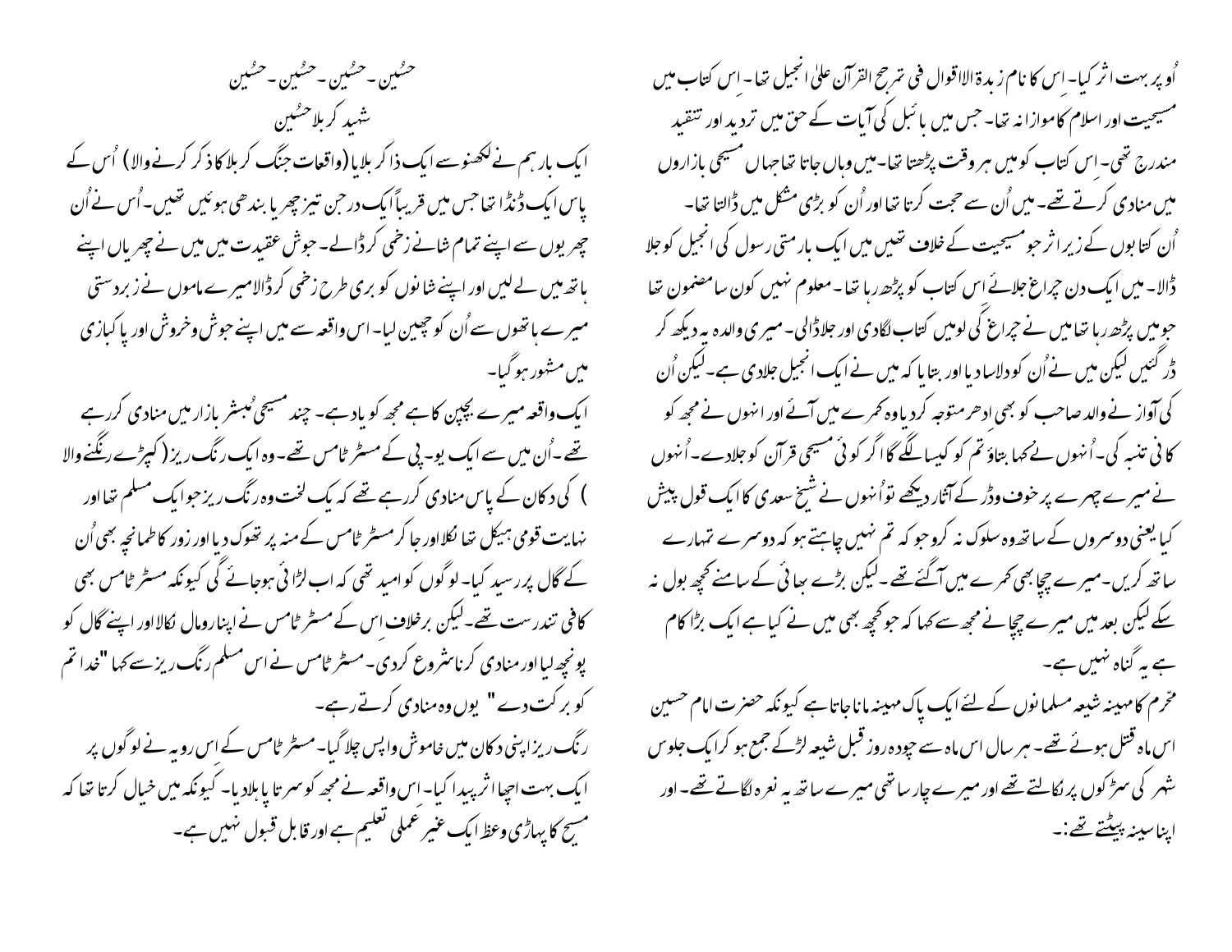اُو پر بہت اثر کیا۔ اِس کا نام زبدۃ الاقوال فی ترجیح القرآن علیٰ انجیل تھا۔ اِس کتاب میں مسیحیت اور اسلام کا موازانہ تھا۔ جس میں بائبل کی آیات کے حق میں تردید اور تنقید مندرج تھی۔ اِس کتاب کو میں ہر وقت پڑھتا تھا۔ میں وہاں جاتا تھا جہاں مسیحی بازاروں میں منادی کرتے تھے۔ میں اُن سے حجت کرتا تھا اور اُن کو بڑی مشکل میں ڈالتا تھا۔

اُن کتابوں کے زیر اثر جو مسیحیت کے خلاف تھیں میں ایک بارمتی رسول کی انجیل کو جلا ڈالا۔ میں ایک دن چراغ جلائے اس کتاب کو پڑھ رہا تھا۔ معلوم نہیں کون سا مضمون تھا جو میں پڑھ رہا تھا میں نے چراغ کی لو میں کتاب لگادی اور جلاڈالی۔ میری والدہ یہ دیکھ کر ڈر گئیں لیکن میں نے اُن کو دلاسا دیا اور بتایا کہ میں نے ایک انجیل جلادی ہے۔ لیکن اُن کی آواز نے والد صاحب کو بھی ادھر متوجہ کر دیا وہ کمرے میں آئے اور انہوں نے مجھ کو کافی تنبہ کی۔ اُنہوں نے کہا بتاؤ تم کو کیسا لگے گا اگر کوئی مسیحی قرآن کو جلادے۔ اُنہوں نے میرے چہرے پر خوف وڈر کے آثار دیکھے تو اُنہوں نے شیخ سعدی کا ایک قول پیش کیا یعنی دوسروں کے ساتھ وہ سلوک نہ کرو جو کہ تم نہیں چاہتے ہو کہ دوسرے تمہارے ساتھ کریں۔ میرے چچا بھی کمرے میں آگئے تھے۔ لیکن بڑے بھائی کے سامنے کچھ بول نہ سکے لیکن بعد میں میرے چچا نے مجھ سے کہا کہ جو کچھ بھی میں نے کیا ہے ایک بڑا کام ہے یہ گناہ نہیں ہے۔

مُحرّم کا مہینہ شیعہ مسلمانوں کے لئے ایک پاک مہینہ مانا جاتا ہے کیونکہ حضرت امام حسین اس ماہ قتل ہوئے تھے۔ ہر سال اس ماہ سے چودہ روز قبل شیعہ لڑکے جمع ہو کر ایک جلوس شہر کی سڑکوں پر نکالتے تھے اور میرے چار ساتھی میرے ساتھ یہ نعرہ لگاتے تھے۔ اور اپنا سینہ پیٹتے تھے:۔

حسُین۔ حسُین۔ حسُین۔ حسُین

شہید کربلا حسُین

ایک بار ہم نے لکھنو سے ایک ذاکر بلایا (واقعات جنگ کربلا کا ذکر کرنے والا) اُس کے پاس ایک ڈنڈا تھا جس میں قریباً ایک درجن تیز چھریا بندھی ہوئیں تھیں۔ اُس نے اُن چھریوں سے اپنے تمام شانے زخمی کرڈالے۔ جوش عقیدت میں میں نے چھریاں اپنے ہاتھ میں لے لیں اور اپنے شانوں کو بری طرح زخمی کرڈالا میرے ماموں نے زبردستی میرے ہاتھوں سے اُن کو چھین لیا۔ اس واقعہ سے میں اپنے جوش وخروش اور پاکبازی میں مشہور ہو گیا۔

ایک واقعہ میرے بچپن کا ہے مجھ کو یاد ہے۔ چند مسیحی مُبشر بازار میں منادی کررہے تھے۔ اُن میں سے ایک یو۔پی کے مسٹر ٹامس تھے۔ وہ ایک رنگ ریز (کپڑے رنگنے والا) کی دکان کے پاس منادی کررہے تھے کہ یک لخت وہ رنگ ریز جو ایک مسلم تھا اور نہایت قومی ہیکل تھا نکلا اور جا کر مسٹر ٹامس کے منہ پر تھوک دیا اور زور کا طمانچہ بھی اُن کے گال پر رسید کیا۔ لوگوں کو امید تھی کہ اب لڑائی ہوجائے گی کیونکہ مسٹر ٹامس بھی کافی تندرست تھے۔ لیکن برخلاف اس کے مسٹر ٹامس نے اپنا رومال نکالا اور اپنے گال کو پونچھ لیا اور منادی کرنا شروع کردی۔ مسٹر ٹامس نے اس مسلم رنگ ریز سے کہا "خدا تم کو برکت دے" یوں وہ منادی کرتے رہے۔

رنگ ریز اپنی دکان میں خاموش واپس چلا گیا۔ مسٹر ٹامس کے اس رویہ نے لوگوں پر ایک بہت اچھا اثر پیدا کیا۔ اس واقعہ نے مجھ کو سرتا پا ہلادیا۔ کیونکہ میں خیال کرتا تھا کہ مسیح کا پہاڑی وعظ ایک غیر عملی تعلیم ہے اور قابل قبول نہیں ہے۔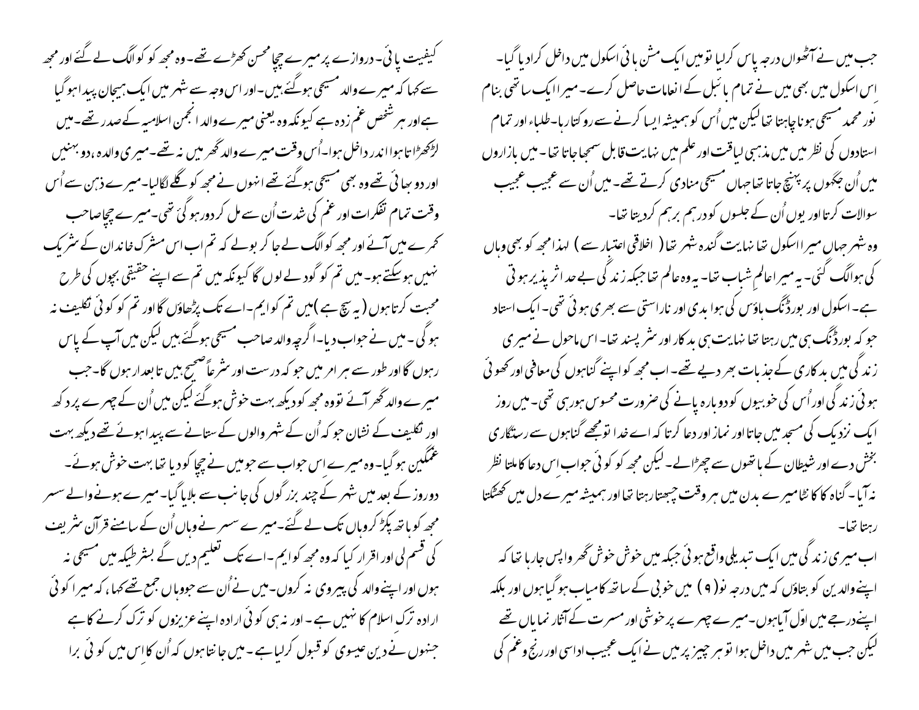جب میں نے آٹھواں درجہ پاس کرلیا تو میں ایک مشن ہائی اسکول میں داخل کرادیا گیا۔ اِس اسکول میں بھی میں نے تمام بائبل کے انعامات حاصل کرے۔ میرا ایک ساتھی بنام نور محمد مسیحی ہونا چاہتا تھا لیکن میں اُس کو ہمیشہ ایسا کرنے سے روکتا رہا۔ طلباء اور تمام استادوں کی نظر میں میں مذہبی لیاقت اور علم میں نہایت قابل سمجھا جاتا تھا۔ میں بازاروں میں اُن جگہوں پر پہنچ جاتا تھا جہاں مسیحی منادی کرتے تھے۔ میں اُن سے عجیب عجیب سوالات کرتا اور یوں اُن کے جلسوں کو درہم برہم کردیتا تھا۔

وہ شہر جہاں میرا اسکول تھا نہایت گندہ شہر تھا ( اخلاقی اعتبار سے ) لہذا مجھ کو بھی وہاں کی ہوا لگ گئی۔ یہ میرا عالمِ شباب تھا۔ یہ وہ عالم تھا جبکہ زندگی بے حد اثر پذیر ہوتی ہے۔ اسکول اور بورڈنگ ہاؤس کی ہوا بدی اور ناراستی سے بھری ہوئی تھی۔ ایک استاد جو کہ بورڈنگ ہی میں رہتا تھا نہایت ہی بدکار اور شر پسند تھا۔ اس ماحول نے میری زندگی میں بدکاری کے جذبات بھر دیے تھے۔ اب مجھ کو اپنے گناہوں کی معافی اور کھوئی ہوئی زندگی اور اُس کی خوبیوں کو دوبارہ پانے کی ضرورت محسوس ہورہی تھی۔ میں روز ایک نزدیک کی مسجد میں جاتا اور نماز اور دعا کرتا کہ اے خدا تومجھے گناہوں سے رستگاری بخش دے اور شیطان کے ہاتھوں سے چھڑالے۔ لیکن مجھ کو کوئی جواب اس دعا کا ملتا نظر نہ آیا۔ گناہ کا کانٹا میرے بدن میں ہر وقت چبھتا رہتا تھا اور ہمیشہ میرے دل میں کھٹکتا رہتا تھا۔

اب میری زندگی میں ایک تبدیلی واقع ہوئی جبکہ میں خوش خوش گھر واپس جارہا تھا کہ اپنے والدین کو بتاؤں کہ میں درجہ نو (۹) میں خوبی کے ساتھ کامیاب ہوگیا ہوں اور بلکہ اپنے درجے میں اوّل آیا ہوں۔ میرے چہرے پر خوشی اور مسرت کے آثار نمایاں تھے لیکن جب میں شہر میں داخل ہوا تو ہر چیز پر میں نے ایک عجیب اداسی اور رنج و غم کی کیفیت پائی۔ دروازے پر میرے چچا محسن کھڑے تھے۔ وہ مجھ کو الگ لے گئے اور مجھ سے کہا کہ میرے والد مسیحی ہوگئے ہیں۔ اور اس وجہ سے شہر میں ایک ہیجان پیدا ہوگیا ہے اور ہر شخص غم زدہ ہے کیونکہ وہ یعنی میرے والد انجمن اسلامیہ کے صدر تھے۔ میں لڑکھڑاتا ہوا اندر داخل ہوا۔ اُس وقت میرے والد گھر میں نہ تھے۔ میری والدہ، دو بہنیں اور دو بھائی تھے وہ بھی مسیحی ہوگئے تھے انہوں نے مجھ کو گلے لگالیا۔ میرے ذہن سے اُس وقت تمام تفکرات اور غم کی شدت اُن سے مل کر دور ہوگئی تھی۔ میرے چچا صاحب کمرے میں آئے اور مجھ کو الگ لے جا کر بولے کہ تم اب اس مشرک خاندان کے شریک نہیں ہوسکتے ہو۔ میں تم کو گود لے لوں گا کیونکہ میں تم سے اپنے حقیقی بچوں کی طرح محبت کرتا ہوں ( یہ سچ ہے ) میں تم کو ایم۔ اے تک پڑھاؤں گا اور تم کو کوئی تکلیف نہ ہوگی۔ میں نے جواب دیا۔ اگرچہ والد صاحب مسیحی ہوگئے ہیں لیکن میں آپ کے پاس رہوں گا اور طور سے ہر امر میں جو کہ درست اور شرعاً صحیح ہیں تابعدار ہوں گا۔ جب میرے والد گھر آئے تو وہ مجھ کو دیکھ بہت خوش ہوگئے لیکن میں اُن کے چہرے پر دکھ اور تکلیف کے نشان جو کہ اُن کے شہر والوں کے ستانے سے پیدا ہوئے تھے دیکھ بہت غمگین ہوگیا۔ وہ میرے اس جواب سے جو میں نے چچا کو دیا تھا بہت خوش ہوئے۔

دو روز کے بعد میں شہر کے چند بزرگوں کی جانب سے بلایا گیا۔ میرے ہونے والے سسر مجھ کو ہاتھ پکڑ کر وہاں تک لے گئے۔ میرے سسر نے وہاں اُن کے سامنے قرآن شریف کی قسم لی اور اقرار کیا کہ وہ مجھ کو ایم۔ اے تک تعلیم دیں گے بشرطیکہ میں مسیحی نہ ہوں اور اپنے والد کی پیروی نہ کروں۔ میں نے اُن سے جو وہاں جمع تھے کہا، کہ میرا کوئی ارادہ ترکِ اسلام کا نہیں ہے۔ اور نہ ہی کوئی ارادہ اپنے عزیزوں کو ترک کرنے کا ہے جنہوں نے دینِ عیسوی کو قبول کرلیا ہے۔ میں جانتا ہوں کہ اُن کا اِس میں کوئی برا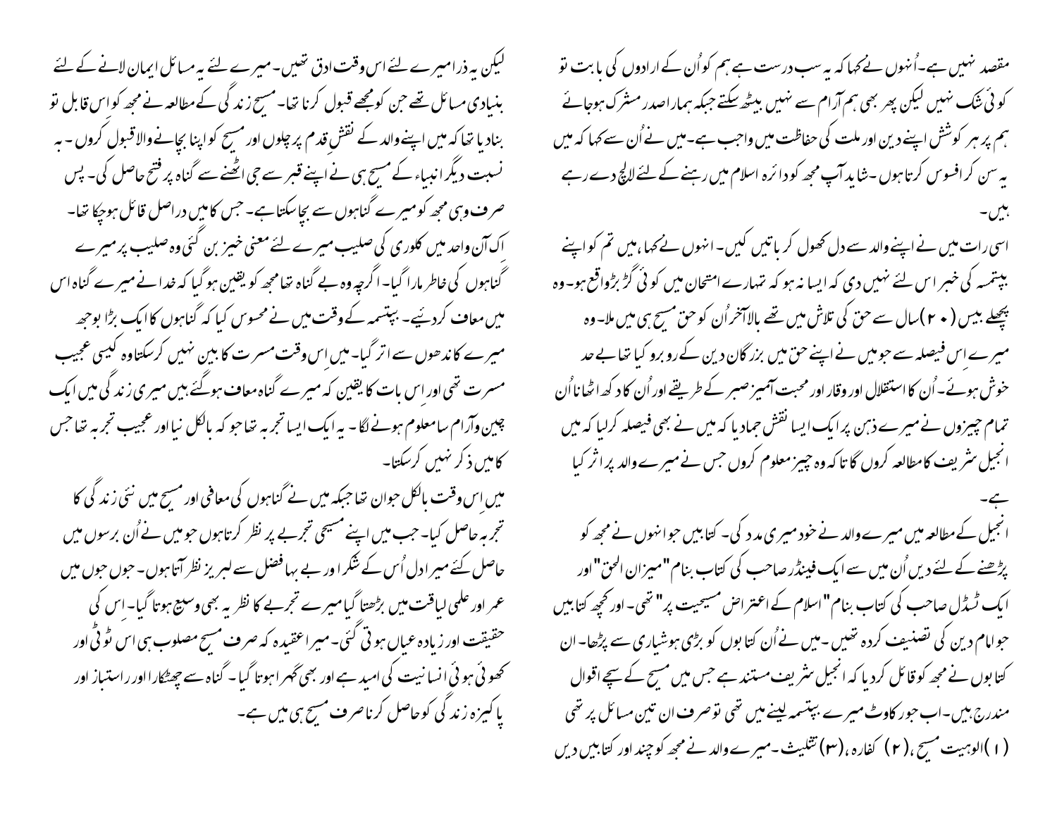مقصد نہیں ہے۔ اُنہوں نے کہا کہ یہ سب درست ہے ہم کو اُن کے ارادوں کی بابت تو کوئی شک نہیں لیکن پھر بھی ہم آرام سے نہیں بیٹھ سکتے جبکہ ہمارا صدر مشرک ہوجائے ہم پر ہر کوشش اپنے دین اور ملت کی حفاظت میں واجب ہے۔ میں نے اُن سے کہا کہ میں یہ سن کر افسوس کرتا ہوں۔ شاید آپ مجھ کو دائرہ اسلام میں رہنے کے لئے لالچ دے رہے ہیں۔

اسی رات میں نے اپنے والد سے دل کھول کر باتیں کیں۔ انہوں نے کہا، میں تم کو اپنے بپتسمہ کی خبر اس لئے نہیں دی کہ ایسا نہ ہو کہ تمہارے امتحان میں کوئی گڑ بڑواقع ہو۔ وہ پچھلے بیس (۲۰) سال سے حق کی تلاش میں تھے بالاآخر اُن کو حق مسیح ہی میں ملا۔ وہ میرے اس فیصلہ سے جو میں نے اپنے حق میں بزرگان دین کے روبرو کیا تھا بے حد خوش ہوئے۔ اُن کا استقلال اور وقار اور محبت آمیز صبر کے طریقے اور اُن کا دکھ اٹھانا اُن تمام چیزوں نے میرے ذہن پر ایک ایسا نقش جمادیا کہ میں نے بھی فیصلہ کرلیا کہ میں انجیل شریف کا مطالعہ کروں گا تاکہ وہ چیز معلوم کروں جس نے میرے والد پر اثر کیا ہے۔

انجیل کے مطالعہ میں میرے والد نے خود میری مدد کی۔ کتابیں جو انہوں نے مجھ کو پڑھنے کے لئے دیں اُن میں سے ایک فینڈر صاحب کی کتاب بنام "میزان الحق" اور ایک ٹسڈل صاحب کی کتاب بنام "اسلام کے اعتراض مسیحیت پر" تھی۔ اور کچھ کتابیں جو امام دین کی تصنیف کردہ تھیں۔ میں نے اُن کتابوں کو بڑی ہوشیاری سے پڑھا۔ ان کتابوں نے مجھ کو قائل کردیا کہ انجیل شریف مستند ہے جس میں مسیح کے سچے اقوال مندرج ہیں۔ اب جو رکاوٹ میرے بپتسمہ لینے میں تھی تو صرف ان تین مسائل پر تھی (۱) الوہیت مسیح، (۲) کفارہ، (۳) تثلیث۔ میرے والد نے مجھ کو چند اور کتابیں دیں لیکن یہ ذرا میرے لئے اس وقت ادق تھیں۔ میرے لئے یہ مسائل ایمان لانے کے لئے بنیادی مسائل تھے جن کو مجھے قبول کرنا تھا۔ مسیح زندگی کے مطالعہ نے مجھ کو اس قابل تو بنادیا تھا کہ میں اپنے والد کے نقش قدم پر چلوں اور مسیح کو اپنا بچانے والا قبول کروں۔ بہ نسبت دیگر انبیاء کے مسیح ہی نے اپنے قبر سے جی اُٹھنے سے گناہ پر فتح حاصل کی۔ پس صرف وہی مجھ کو میرے گناہوں سے بچا سکتا ہے۔ جس کا میں دراصل قائل ہوچکا تھا۔

اک آن واحد میں کلوری کی صلیب میرے لئے معنی خیز بن گئی وہ صلیب پر میرے گناہوں کی خاطر مارا گیا۔ اگرچہ وہ بے گناہ تھا مجھ کو یقین ہوگیا کہ خدا نے میرے گناہ اس میں معاف کردئیے۔ بپتسمہ کے وقت میں نے محسوس کیا کہ گناہوں کا ایک بڑا بوجھ میرے کاندھوں سے اتر گیا۔ میں اس وقت مسرت کا بین نہیں کرسکتا وہ کیسی عجیب مسرت تھی اور اس بات کا یقین کہ میرے گناہ معاف ہوگئے ہیں میری زندگی میں ایک چین وآرام سا معلوم ہونے لگا۔ یہ ایک ایسا تجربہ تھا جو کہ بالکل نیا اور عجیب تجربہ تھا جس کا میں ذکر نہیں کرسکتا۔

میں اس وقت بالکل جوان تھا جبکہ میں نے گناہوں کی معافی اور مسیح میں نئی زندگی کا تجربہ حاصل کیا۔ جب میں اپنے مسیحی تجربے پر نظر کرتا ہوں جو میں نے اُن برسوں میں حاصل کئے میرا دل اُس کے شکر اور بے بہا فضل سے لبریز نظر آتا ہوں۔ جوں جوں میں عمر اور علمی لیاقت میں بڑھتا گیا میرے تجربے کا نظریہ بھی وسیع ہوتا گیا۔ اس کی حقیقت اور زیادہ عیاں ہوتی گئی۔ میرا عقیدہ کہ صرف مسیح مصلوب ہی اس ٹوٹی اور کھوئی ہوئی انسانیت کی امید ہے اور بھی گہرا ہوتا گیا۔ گناہ سے چھٹکارا اور راستباز اور پاکیزہ زندگی کو حاصل کرنا صرف مسیح ہی میں ہے۔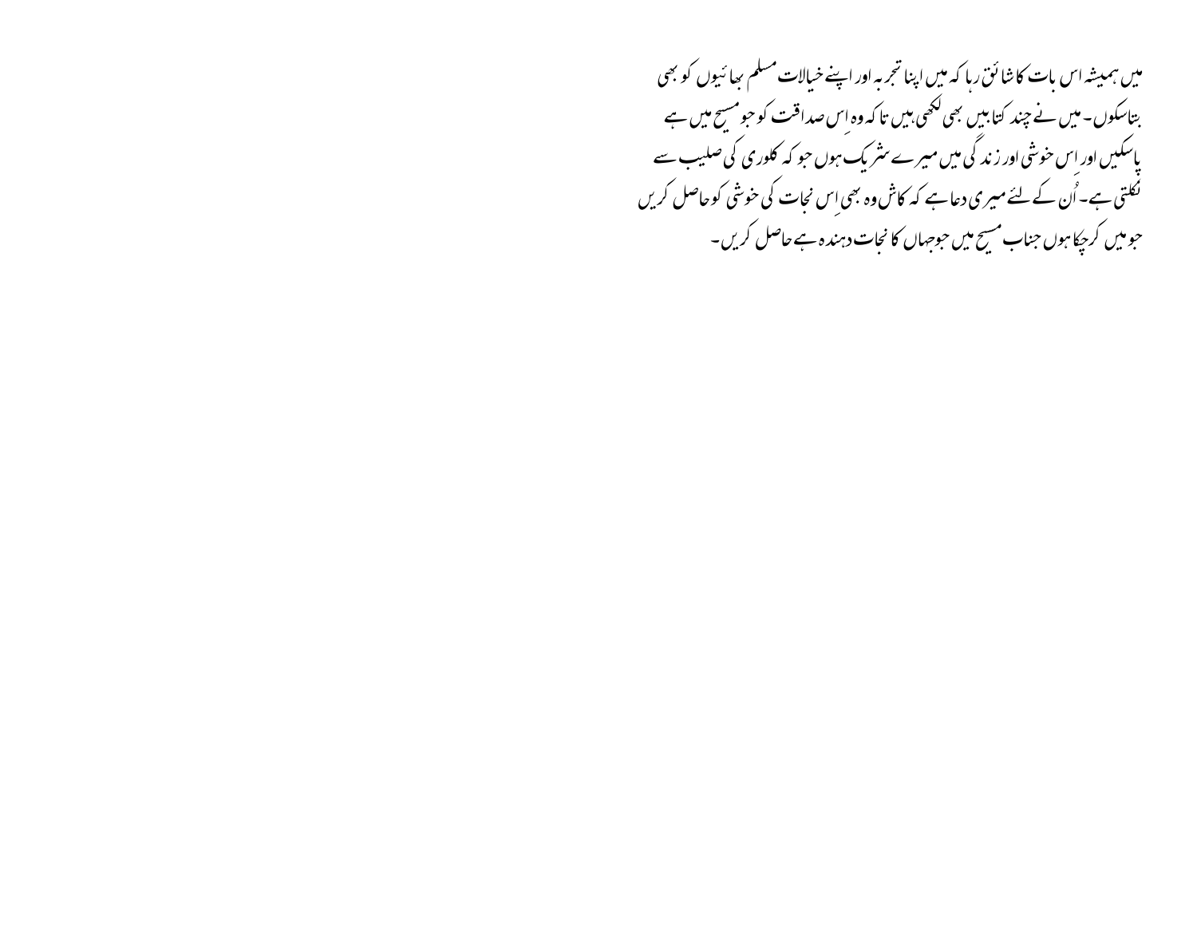میں ہمیشہ اس بات کا شائق رہا کہ میں اپنا تجربہ اور اپنے خیالات مسلم بھائیوں کو بھی بتاسکوں۔ میں نے چند کتابیں بھی لکھی ہیں تا کہ وہ اِس صداقت کو جو مسیح میں ہے پاسکیں اور اس خوشی اور زندگی میں میرے شریک ہوں جو کہ کلوری کی صلیب سے نکلتی ہے۔ اُن کے لئے میری دعا ہے کہ کاش وہ بھی اِس نجات کی خوشی کو حاصل کریں جو میں کرچکا ہوں جناب مسیح میں جو جہاں کا نجات دہندہ ہے حاصل کریں۔